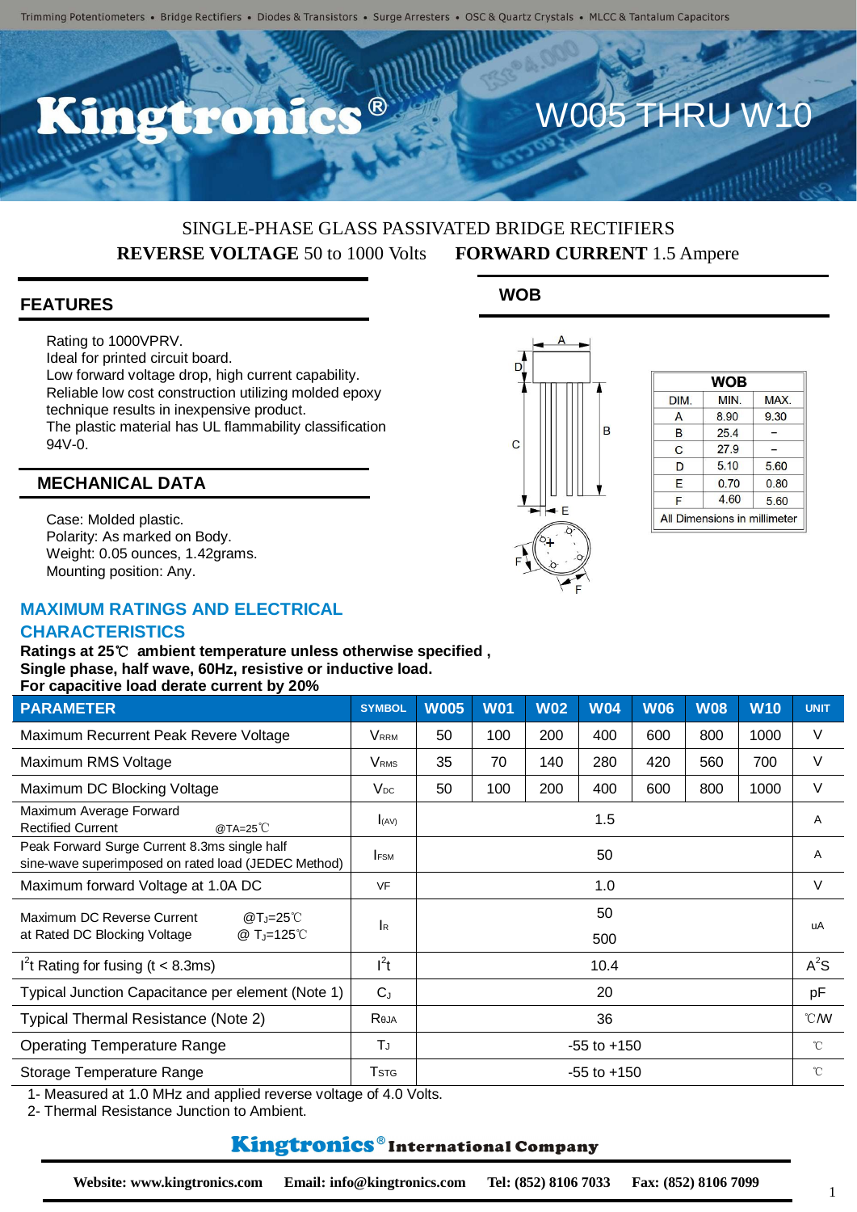Trimming Potentiometers • Bridge Rectifiers • Diodes & Transistors • Surge Arresters • OSC & Quartz Crystals • MLCC & Tantalum Capacitors

# Kingtronics® W005 THRU W10

SINGLE-PHASE GLASS PASSIVATED BRIDGE RECTIFIERS

**REVERSE VOLTAGE** 50 to 1000 Volts **FORWARD CURRENT** 1.5 Ampere

## FEATURES

Rating to 1000VPRV.
Ideal for printed circuit board.
Low forward voltage drop, high current capability.
Reliable low cost construction utilizing molded epoxy technique results in inexpensive product.
The plastic material has UL flammability classification 94V-0.

## MECHANICAL DATA

Case: Molded plastic.
Polarity: As marked on Body.
Weight: 0.05 ounces, 1.42grams.
Mounting position: Any.

## WOB

| DIM. | MIN. | MAX. |
|---|---|---|
| A | 8.90 | 9.30 |
| B | 25.4 | − |
| C | 27.9 | − |
| D | 5.10 | 5.60 |
| E | 0.70 | 0.80 |
| F | 4.60 | 5.60 |

All Dimensions in millimeter

## MAXIMUM RATINGS AND ELECTRICAL CHARACTERISTICS

**Ratings at 25℃ ambient temperature unless otherwise specified ,**
**Single phase, half wave, 60Hz, resistive or inductive load.**
**For capacitive load derate current by 20%**

| PARAMETER | SYMBOL | W005 | W01 | W02 | W04 | W06 | W08 | W10 | UNIT |
|---|---|---|---|---|---|---|---|---|---|
| Maximum Recurrent Peak Revere Voltage | $V_{RRM}$ | 50 | 100 | 200 | 400 | 600 | 800 | 1000 | V |
| Maximum RMS Voltage | $V_{RMS}$ | 35 | 70 | 140 | 280 | 420 | 560 | 700 | V |
| Maximum DC Blocking Voltage | $V_{DC}$ | 50 | 100 | 200 | 400 | 600 | 800 | 1000 | V |
| Maximum Average Forward Rectified Current @TA=25℃ | $I_{(AV)}$ | 1.5 | | | | | | | A |
| Peak Forward Surge Current 8.3ms single half sine-wave superimposed on rated load (JEDEC Method) | $I_{FSM}$ | 50 | | | | | | | A |
| Maximum forward Voltage at 1.0A DC | VF | 1.0 | | | | | | | V |
| Maximum DC Reverse Current at Rated DC Blocking Voltage @$T_J$=25℃ / @ $T_J$=125℃ | $I_R$ | 50 / 500 | | | | | | | uA |
| $I^2t$ Rating for fusing (t < 8.3ms) | $I^2t$ | 10.4 | | | | | | | $A^2S$ |
| Typical Junction Capacitance per element (Note 1) | $C_J$ | 20 | | | | | | | pF |
| Typical Thermal Resistance (Note 2) | $R_{\theta JA}$ | 36 | | | | | | | ℃/W |
| Operating Temperature Range | $T_J$ | -55 to +150 | | | | | | | ℃ |
| Storage Temperature Range | $T_{STG}$ | -55 to +150 | | | | | | | ℃ |

1- Measured at 1.0 MHz and applied reverse voltage of 4.0 Volts.
2- Thermal Resistance Junction to Ambient.

**Kingtronics® International Company**

**Website: www.kingtronics.com Email: info@kingtronics.com Tel: (852) 8106 7033 Fax: (852) 8106 7099**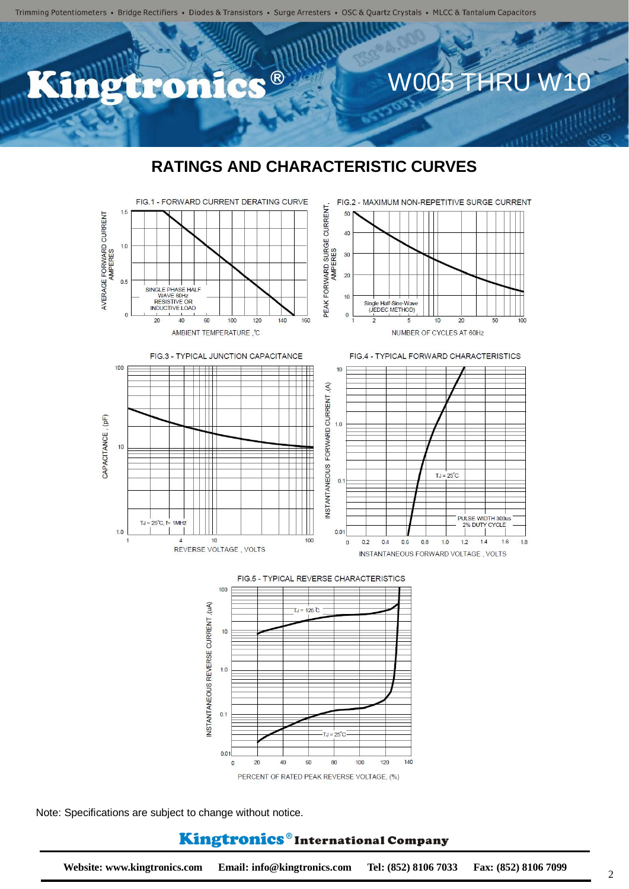# RATINGS AND CHARACTERISTIC CURVES

FIG.1 - FORWARD CURRENT DERATING CURVE

AVERAGE FORWARD CURRENT AMPERES

1.5
1.0
0.5
0

SINGLE PHASE HALF WAVE 60Hz RESISTIVE OR INDUCTIVE LOAD

20 40 60 100 120 140 160

AMBIENT TEMPERATURE ,℃

FIG.2 - MAXIMUM NON-REPETITIVE SURGE CURRENT

PEAK FORWARD SURGE CURRENT, AMPERES

50
40
30
20
10
0

Single Half-Sine-Wave (JEDEC METHOD)

1 2 5 10 20 50 100

NUMBER OF CYCLES AT 60Hz

FIG.3 - TYPICAL JUNCTION CAPACITANCE

CAPACITANCE , (pF)

100
10
1.0

TJ = 25℃, f= 1MHz

1 4 10 100

REVERSE VOLTAGE , VOLTS

FIG.4 - TYPICAL FORWARD CHARACTERISTICS

INSTANTANEOUS FORWARD CURRENT ,(A)

10
1.0
0.1
0.01

TJ = 25℃

PULSE WIDTH 300us
2% DUTY CYCLE

0 0.2 0.4 0.6 0.8 1.0 1.2 1.4 1.6 1.8

INSTANTANEOUS FORWARD VOLTAGE , VOLTS

FIG.5 - TYPICAL REVERSE CHARACTERISTICS

INSTANTANEOUS REVERSE CURRENT ,(uA)

100
10
1.0
0.1
0.01

TJ = 125℃

TJ = 25℃

0 20 40 60 80 100 120 140

PERCENT OF RATED PEAK REVERSE VOLTAGE, (%)

Note: Specifications are subject to change without notice.

**Kingtronics® International Company**

**Website: www.kingtronics.com Email: info@kingtronics.com Tel: (852) 8106 7033 Fax: (852) 8106 7099**